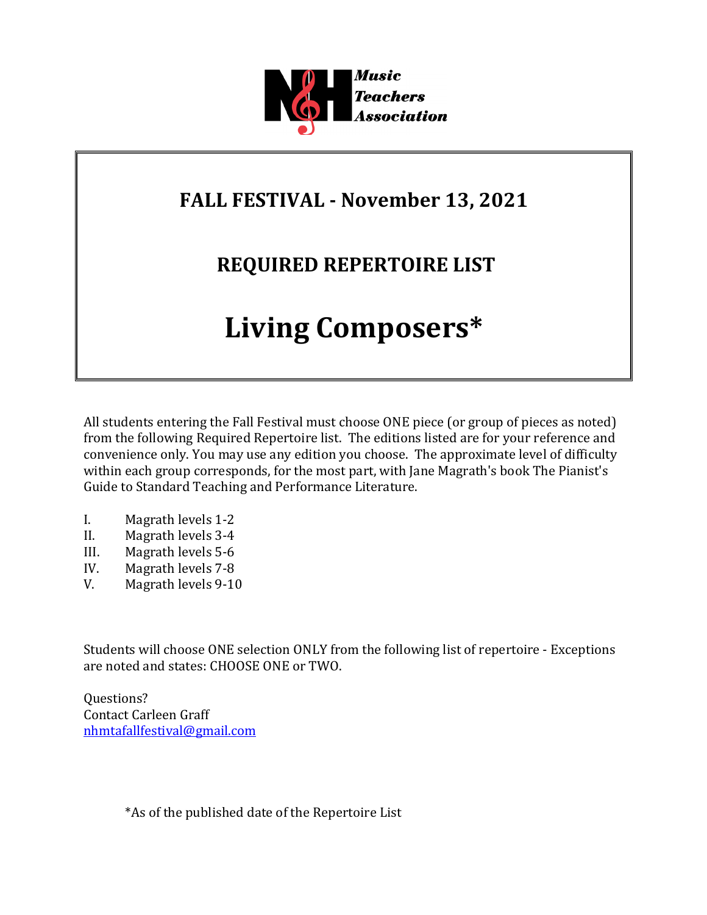NH Music Teachers Association

# FALL FESTIVAL - November 13, 2021

## REQUIRED REPERTOIRE LIST

# Living Composers*

All students entering the Fall Festival must choose ONE piece (or group of pieces as noted) from the following Required Repertoire list. The editions listed are for your reference and convenience only. You may use any edition you choose. The approximate level of difficulty within each group corresponds, for the most part, with Jane Magrath's book The Pianist's Guide to Standard Teaching and Performance Literature.

I. Magrath levels 1-2
II. Magrath levels 3-4
III. Magrath levels 5-6
IV. Magrath levels 7-8
V. Magrath levels 9-10

Students will choose ONE selection ONLY from the following list of repertoire - Exceptions are noted and states: CHOOSE ONE or TWO.

Questions?
Contact Carleen Graff
nhmtafallfestival@gmail.com

*As of the published date of the Repertoire List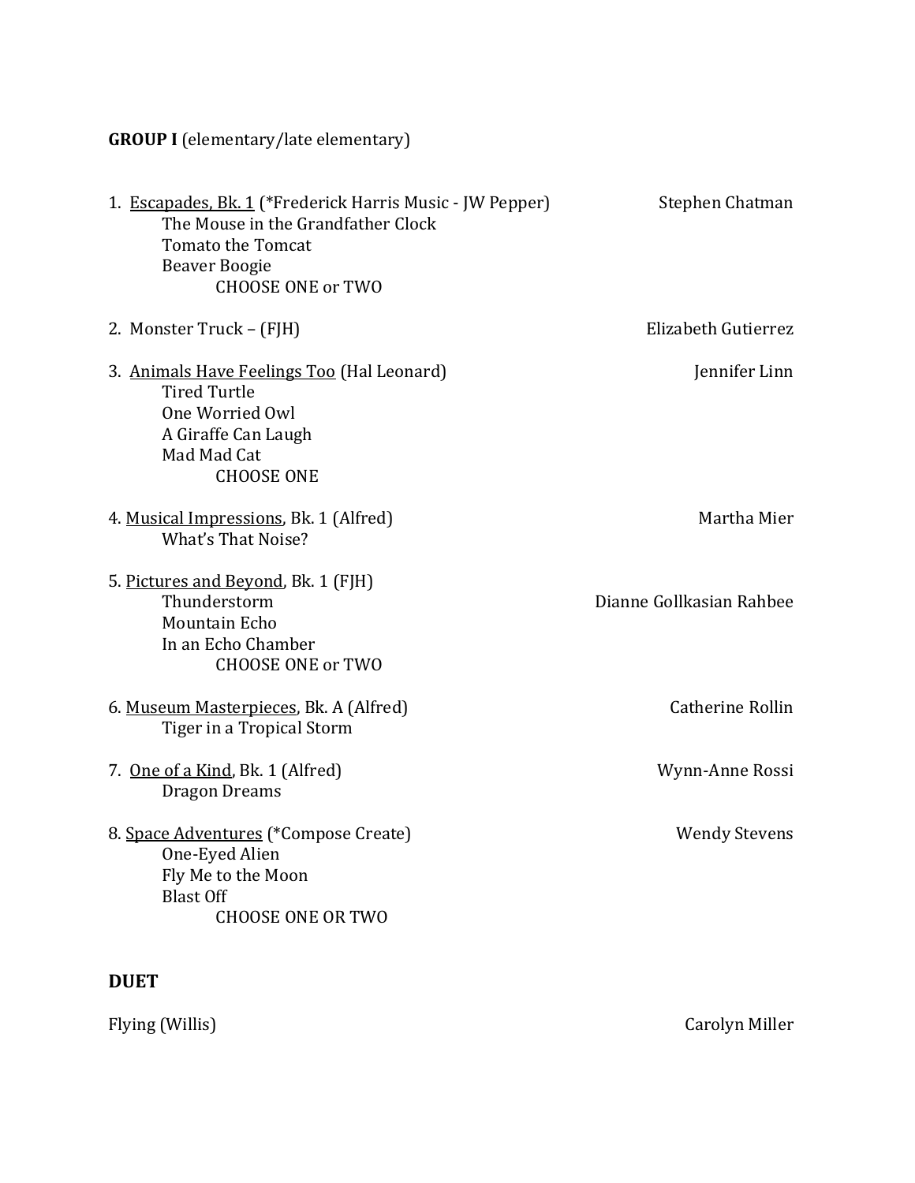**GROUP I** (elementary/late elementary)

1. Escapades, Bk. 1 (*Frederick Harris Music - JW Pepper) — Stephen Chatman
   - The Mouse in the Grandfather Clock
   - Tomato the Tomcat
   - Beaver Boogie
   
   CHOOSE ONE or TWO

2. Monster Truck – (FJH) — Elizabeth Gutierrez

3. Animals Have Feelings Too (Hal Leonard) — Jennifer Linn
   - Tired Turtle
   - One Worried Owl
   - A Giraffe Can Laugh
   - Mad Mad Cat
   
   CHOOSE ONE

4. Musical Impressions, Bk. 1 (Alfred) — Martha Mier
   - What's That Noise?

5. Pictures and Beyond, Bk. 1 (FJH) — Dianne Gollkasian Rahbee
   - Thunderstorm
   - Mountain Echo
   - In an Echo Chamber
   
   CHOOSE ONE or TWO

6. Museum Masterpieces, Bk. A (Alfred) — Catherine Rollin
   - Tiger in a Tropical Storm

7. One of a Kind, Bk. 1 (Alfred) — Wynn-Anne Rossi
   - Dragon Dreams

8. Space Adventures (*Compose Create) — Wendy Stevens
   - One-Eyed Alien
   - Fly Me to the Moon
   - Blast Off
   
   CHOOSE ONE OR TWO

**DUET**

Flying (Willis) — Carolyn Miller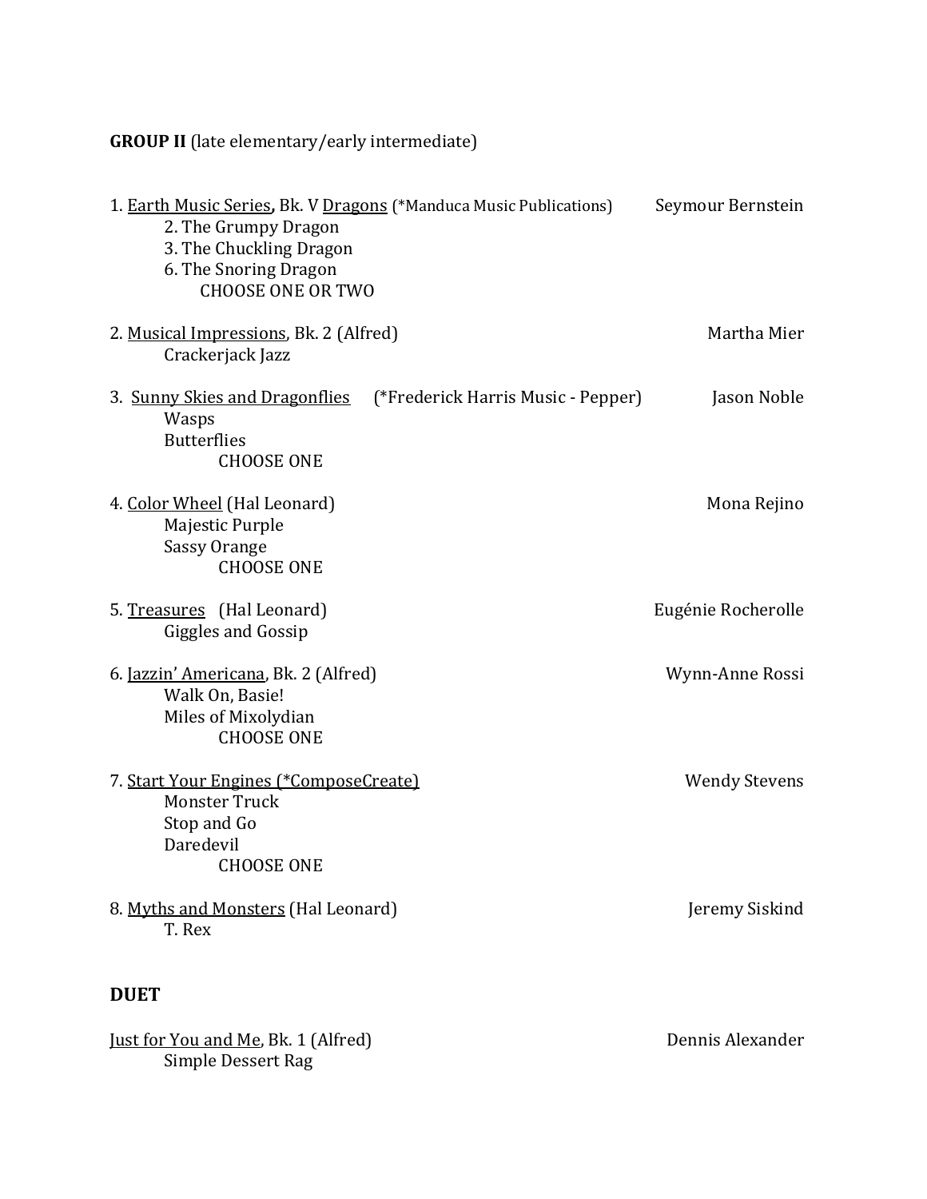**GROUP II** (late elementary/early intermediate)

1. Earth Music Series, Bk. V Dragons (*Manduca Music Publications) — Seymour Bernstein
    - 2. The Grumpy Dragon
    - 3. The Chuckling Dragon
    - 6. The Snoring Dragon

    CHOOSE ONE OR TWO

2. Musical Impressions, Bk. 2 (Alfred) — Martha Mier
    - Crackerjack Jazz

3. Sunny Skies and Dragonflies (*Frederick Harris Music - Pepper) — Jason Noble
    - Wasps
    - Butterflies

    CHOOSE ONE

4. Color Wheel (Hal Leonard) — Mona Rejino
    - Majestic Purple
    - Sassy Orange

    CHOOSE ONE

5. Treasures (Hal Leonard) — Eugénie Rocherolle
    - Giggles and Gossip

6. Jazzin' Americana, Bk. 2 (Alfred) — Wynn-Anne Rossi
    - Walk On, Basie!
    - Miles of Mixolydian

    CHOOSE ONE

7. Start Your Engines (*ComposeCreate) — Wendy Stevens
    - Monster Truck
    - Stop and Go
    - Daredevil

    CHOOSE ONE

8. Myths and Monsters (Hal Leonard) — Jeremy Siskind
    - T. Rex

**DUET**

Just for You and Me, Bk. 1 (Alfred) — Dennis Alexander
- Simple Dessert Rag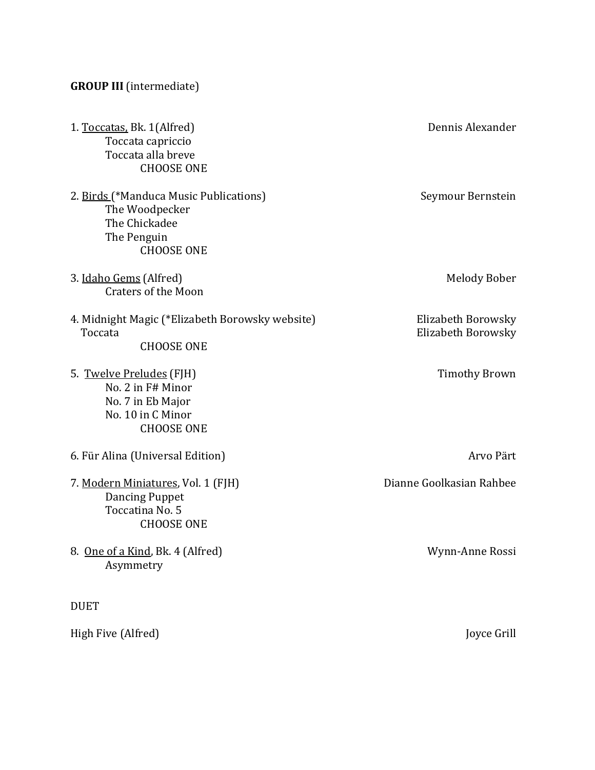**GROUP III** (intermediate)

1. <u>Toccatas,</u> Bk. 1(Alfred) — Dennis Alexander
    - Toccata capriccio
    - Toccata alla breve
    - CHOOSE ONE

2. <u>Birds</u> (*Manduca Music Publications) — Seymour Bernstein
    - The Woodpecker
    - The Chickadee
    - The Penguin
    - CHOOSE ONE

3. <u>Idaho Gems</u> (Alfred) — Melody Bober
    - Craters of the Moon

4. Midnight Magic (*Elizabeth Borowsky website) — Elizabeth Borowsky
    Toccata — Elizabeth Borowsky
    - CHOOSE ONE

5. <u>Twelve Preludes</u> (FJH) — Timothy Brown
    - No. 2 in F# Minor
    - No. 7 in Eb Major
    - No. 10 in C Minor
    - CHOOSE ONE

6. Für Alina (Universal Edition) — Arvo Pärt

7. <u>Modern Miniatures</u>, Vol. 1 (FJH) — Dianne Goolkasian Rahbee
    - Dancing Puppet
    - Toccatina No. 5
    - CHOOSE ONE

8. <u>One of a Kind</u>, Bk. 4 (Alfred) — Wynn-Anne Rossi
    - Asymmetry

DUET

High Five (Alfred) — Joyce Grill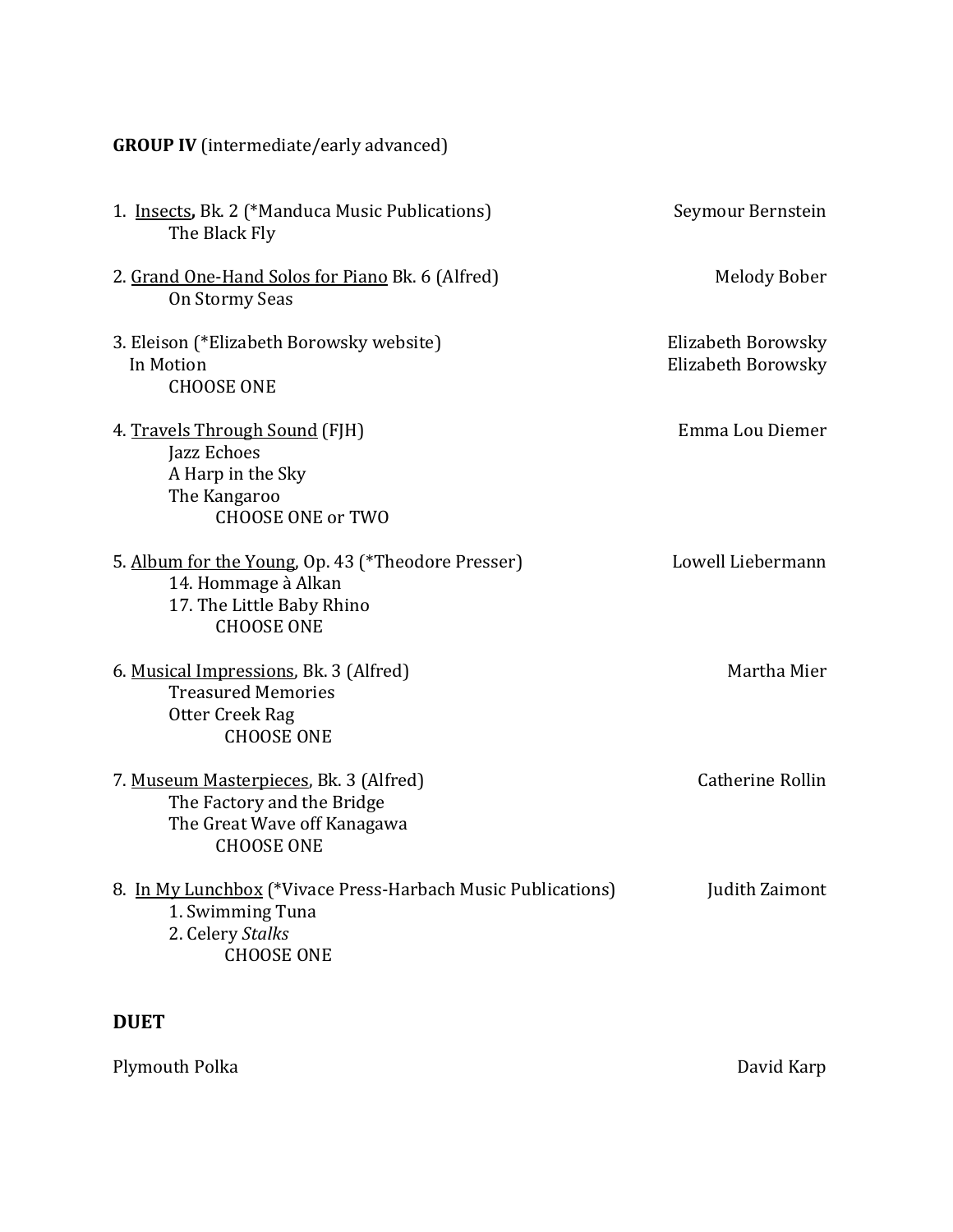**GROUP IV** (intermediate/early advanced)

1. <u>Insects</u>**,** Bk. 2 (*Manduca Music Publications) — Seymour Bernstein
   - The Black Fly

2. <u>Grand One-Hand Solos for Piano</u> Bk. 6 (Alfred) — Melody Bober
   - On Stormy Seas

3. Eleison (*Elizabeth Borowsky website) — Elizabeth Borowsky
   In Motion — Elizabeth Borowsky
   - CHOOSE ONE

4. <u>Travels Through Sound</u> (FJH) — Emma Lou Diemer
   - Jazz Echoes
   - A Harp in the Sky
   - The Kangaroo
     - CHOOSE ONE or TWO

5. <u>Album for the Young</u>, Op. 43 (*Theodore Presser) — Lowell Liebermann
   - 14. Hommage à Alkan
   - 17. The Little Baby Rhino
     - CHOOSE ONE

6. <u>Musical Impressions</u>, Bk. 3 (Alfred) — Martha Mier
   - Treasured Memories
   - Otter Creek Rag
     - CHOOSE ONE

7. <u>Museum Masterpieces</u>, Bk. 3 (Alfred) — Catherine Rollin
   - The Factory and the Bridge
   - The Great Wave off Kanagawa
     - CHOOSE ONE

8. <u>In My Lunchbox</u> (*Vivace Press-Harbach Music Publications) — Judith Zaimont
   - 1. Swimming Tuna
   - 2. Celery *Stalks*
     - CHOOSE ONE

**DUET**

Plymouth Polka — David Karp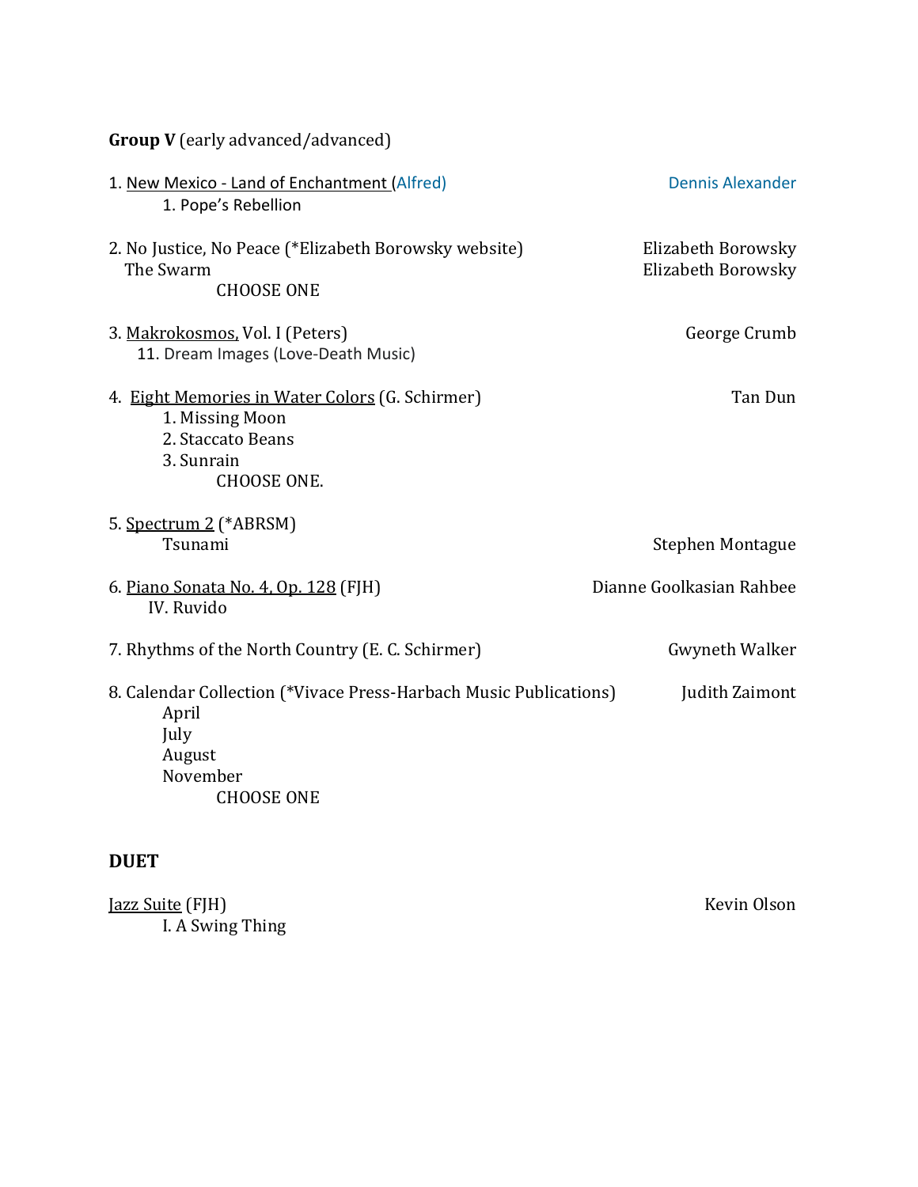**Group V** (early advanced/advanced)

1. New Mexico - Land of Enchantment (Alfred) — Dennis Alexander
    1. Pope's Rebellion

2. No Justice, No Peace (*Elizabeth Borowsky website) — Elizabeth Borowsky
   The Swarm — Elizabeth Borowsky
   CHOOSE ONE

3. Makrokosmos, Vol. I (Peters) — George Crumb
    11. Dream Images (Love-Death Music)

4. Eight Memories in Water Colors (G. Schirmer) — Tan Dun
    1. Missing Moon
    2. Staccato Beans
    3. Sunrain
    CHOOSE ONE.

5. Spectrum 2 (*ABRSM)
   Tsunami — Stephen Montague

6. Piano Sonata No. 4, Op. 128 (FJH) — Dianne Goolkasian Rahbee
   IV. Ruvido

7. Rhythms of the North Country (E. C. Schirmer) — Gwyneth Walker

8. Calendar Collection (*Vivace Press-Harbach Music Publications) — Judith Zaimont
   April
   July
   August
   November
   CHOOSE ONE

## DUET

Jazz Suite (FJH) — Kevin Olson
   I. A Swing Thing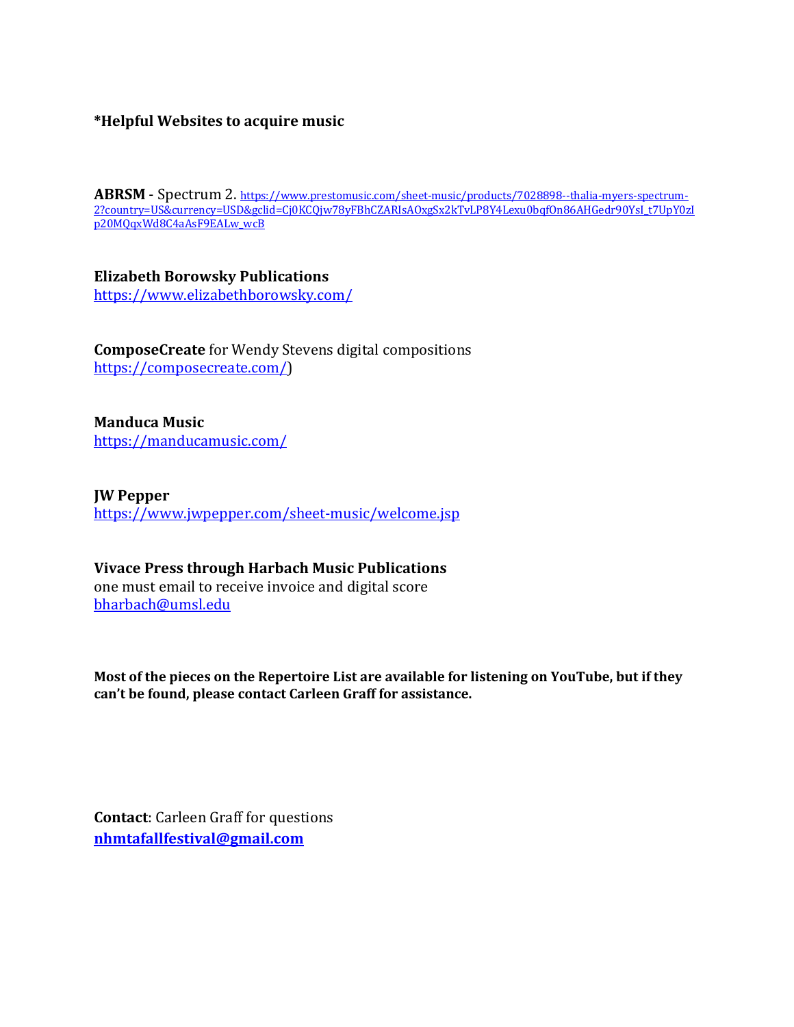**\*Helpful Websites to acquire music**

**ABRSM** - Spectrum 2. https://www.prestomusic.com/sheet-music/products/7028898--thalia-myers-spectrum-2?country=US&currency=USD&gclid=Cj0KCQjw78yFBhCZARIsAOxgSx2kTvLP8Y4Lexu0bqfOn86AHGedr90YsI_t7UpY0zIp20MQqxWd8C4aAsF9EALw_wcB

**Elizabeth Borowsky Publications**
https://www.elizabethborowsky.com/

**ComposeCreate** for Wendy Stevens digital compositions
https://composecreate.com/)

**Manduca Music**
https://manducamusic.com/

**JW Pepper**
https://www.jwpepper.com/sheet-music/welcome.jsp

**Vivace Press through Harbach Music Publications**
one must email to receive invoice and digital score
bharbach@umsl.edu

**Most of the pieces on the Repertoire List are available for listening on YouTube, but if they can't be found, please contact Carleen Graff for assistance.**

**Contact**: Carleen Graff for questions
**nhmtafallfestival@gmail.com**